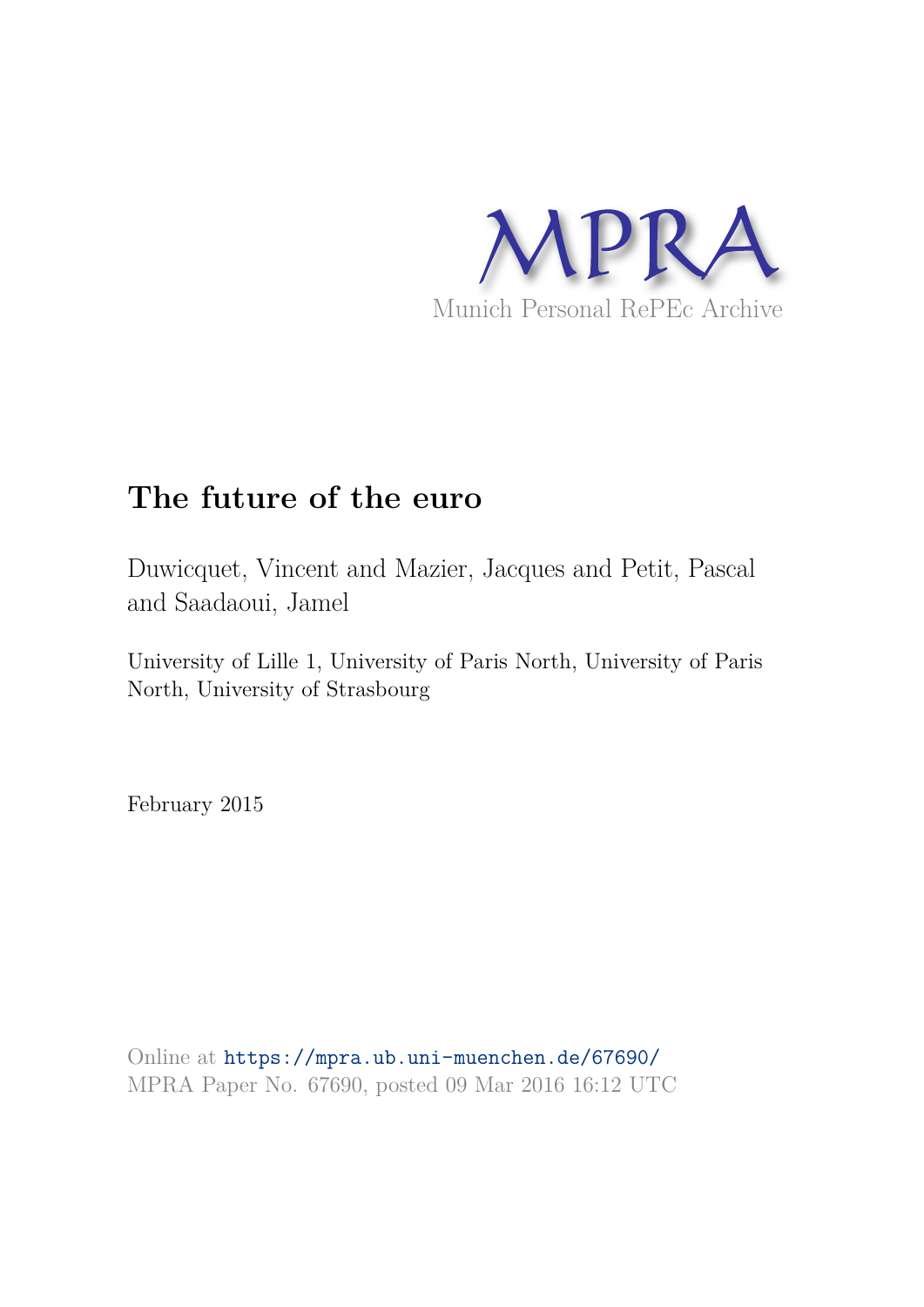MPRA

Munich Personal RePEc Archive

# The future of the euro

Duwicquet, Vincent and Mazier, Jacques and Petit, Pascal and Saadaoui, Jamel

University of Lille 1, University of Paris North, University of Paris North, University of Strasbourg

February 2015

Online at https://mpra.ub.uni-muenchen.de/67690/
MPRA Paper No. 67690, posted 09 Mar 2016 16:12 UTC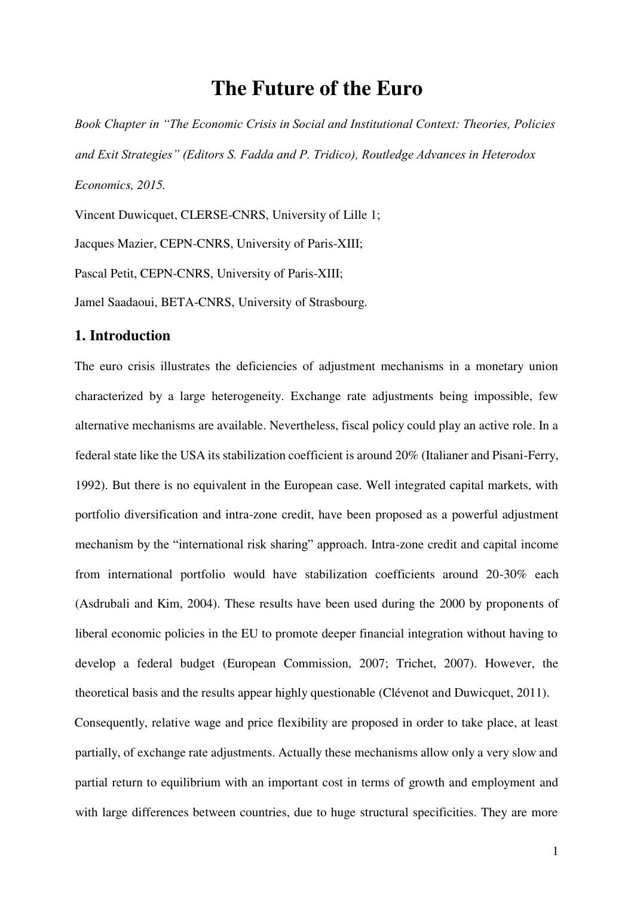# The Future of the Euro

*Book Chapter in "The Economic Crisis in Social and Institutional Context: Theories, Policies and Exit Strategies" (Editors S. Fadda and P. Tridico), Routledge Advances in Heterodox Economics, 2015.*

Vincent Duwicquet, CLERSE-CNRS, University of Lille 1;

Jacques Mazier, CEPN-CNRS, University of Paris-XIII;

Pascal Petit, CEPN-CNRS, University of Paris-XIII;

Jamel Saadaoui, BETA-CNRS, University of Strasbourg.

## 1. Introduction

The euro crisis illustrates the deficiencies of adjustment mechanisms in a monetary union characterized by a large heterogeneity. Exchange rate adjustments being impossible, few alternative mechanisms are available. Nevertheless, fiscal policy could play an active role. In a federal state like the USA its stabilization coefficient is around 20% (Italianer and Pisani-Ferry, 1992). But there is no equivalent in the European case. Well integrated capital markets, with portfolio diversification and intra-zone credit, have been proposed as a powerful adjustment mechanism by the "international risk sharing" approach. Intra-zone credit and capital income from international portfolio would have stabilization coefficients around 20-30% each (Asdrubali and Kim, 2004). These results have been used during the 2000 by proponents of liberal economic policies in the EU to promote deeper financial integration without having to develop a federal budget (European Commission, 2007; Trichet, 2007). However, the theoretical basis and the results appear highly questionable (Clévenot and Duwicquet, 2011).

Consequently, relative wage and price flexibility are proposed in order to take place, at least partially, of exchange rate adjustments. Actually these mechanisms allow only a very slow and partial return to equilibrium with an important cost in terms of growth and employment and with large differences between countries, due to huge structural specificities. They are more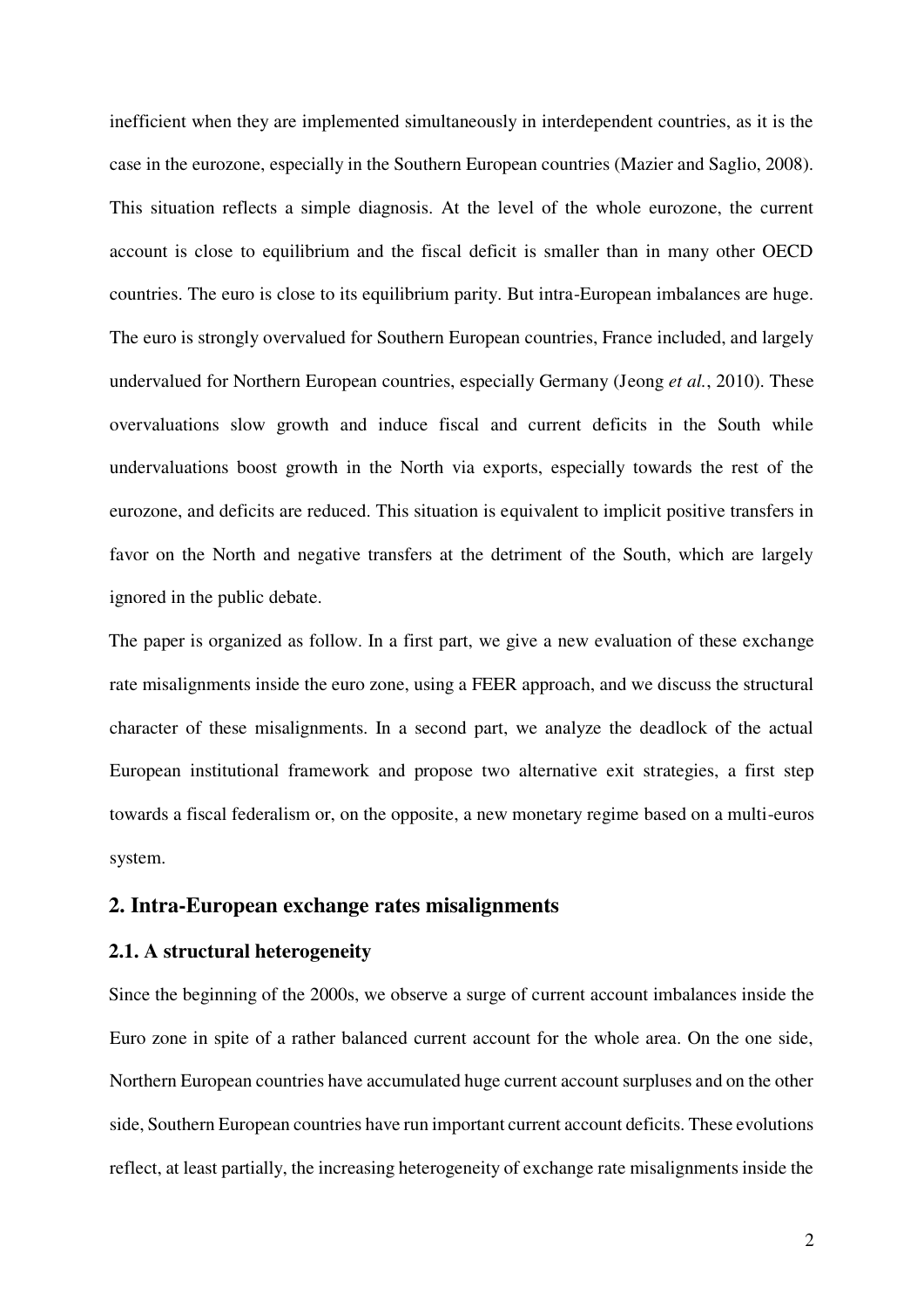inefficient when they are implemented simultaneously in interdependent countries, as it is the case in the eurozone, especially in the Southern European countries (Mazier and Saglio, 2008). This situation reflects a simple diagnosis. At the level of the whole eurozone, the current account is close to equilibrium and the fiscal deficit is smaller than in many other OECD countries. The euro is close to its equilibrium parity. But intra-European imbalances are huge. The euro is strongly overvalued for Southern European countries, France included, and largely undervalued for Northern European countries, especially Germany (Jeong *et al.*, 2010). These overvaluations slow growth and induce fiscal and current deficits in the South while undervaluations boost growth in the North via exports, especially towards the rest of the eurozone, and deficits are reduced. This situation is equivalent to implicit positive transfers in favor on the North and negative transfers at the detriment of the South, which are largely ignored in the public debate.

The paper is organized as follow. In a first part, we give a new evaluation of these exchange rate misalignments inside the euro zone, using a FEER approach, and we discuss the structural character of these misalignments. In a second part, we analyze the deadlock of the actual European institutional framework and propose two alternative exit strategies, a first step towards a fiscal federalism or, on the opposite, a new monetary regime based on a multi-euros system.

## 2. Intra-European exchange rates misalignments

### 2.1. A structural heterogeneity

Since the beginning of the 2000s, we observe a surge of current account imbalances inside the Euro zone in spite of a rather balanced current account for the whole area. On the one side, Northern European countries have accumulated huge current account surpluses and on the other side, Southern European countries have run important current account deficits. These evolutions reflect, at least partially, the increasing heterogeneity of exchange rate misalignments inside the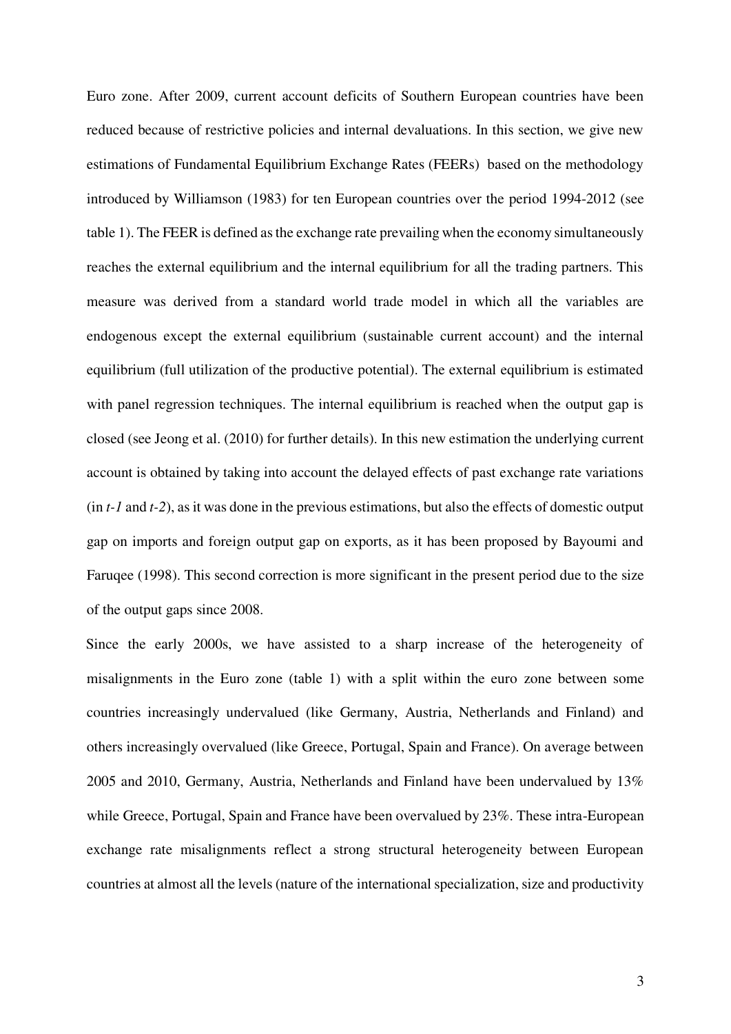Euro zone. After 2009, current account deficits of Southern European countries have been reduced because of restrictive policies and internal devaluations. In this section, we give new estimations of Fundamental Equilibrium Exchange Rates (FEERs) based on the methodology introduced by Williamson (1983) for ten European countries over the period 1994-2012 (see table 1). The FEER is defined as the exchange rate prevailing when the economy simultaneously reaches the external equilibrium and the internal equilibrium for all the trading partners. This measure was derived from a standard world trade model in which all the variables are endogenous except the external equilibrium (sustainable current account) and the internal equilibrium (full utilization of the productive potential). The external equilibrium is estimated with panel regression techniques. The internal equilibrium is reached when the output gap is closed (see Jeong et al. (2010) for further details). In this new estimation the underlying current account is obtained by taking into account the delayed effects of past exchange rate variations (in *t-1* and *t-2*), as it was done in the previous estimations, but also the effects of domestic output gap on imports and foreign output gap on exports, as it has been proposed by Bayoumi and Faruqee (1998). This second correction is more significant in the present period due to the size of the output gaps since 2008.

Since the early 2000s, we have assisted to a sharp increase of the heterogeneity of misalignments in the Euro zone (table 1) with a split within the euro zone between some countries increasingly undervalued (like Germany, Austria, Netherlands and Finland) and others increasingly overvalued (like Greece, Portugal, Spain and France). On average between 2005 and 2010, Germany, Austria, Netherlands and Finland have been undervalued by 13% while Greece, Portugal, Spain and France have been overvalued by 23%. These intra-European exchange rate misalignments reflect a strong structural heterogeneity between European countries at almost all the levels (nature of the international specialization, size and productivity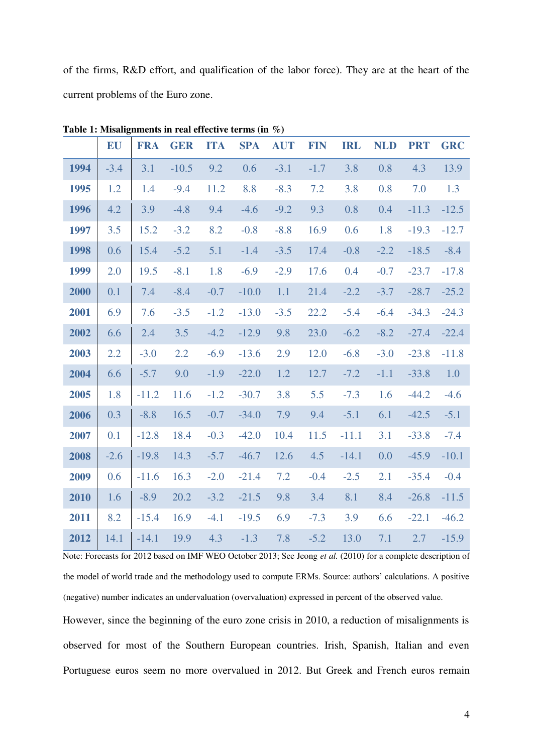of the firms, R&D effort, and qualification of the labor force). They are at the heart of the current problems of the Euro zone.

**Table 1: Misalignments in real effective terms (in %)**

| | EU | FRA | GER | ITA | SPA | AUT | FIN | IRL | NLD | PRT | GRC |
|---|---|---|---|---|---|---|---|---|---|---|---|
| **1994** | -3.4 | 3.1 | -10.5 | 9.2 | 0.6 | -3.1 | -1.7 | 3.8 | 0.8 | 4.3 | 13.9 |
| **1995** | 1.2 | 1.4 | -9.4 | 11.2 | 8.8 | -8.3 | 7.2 | 3.8 | 0.8 | 7.0 | 1.3 |
| **1996** | 4.2 | 3.9 | -4.8 | 9.4 | -4.6 | -9.2 | 9.3 | 0.8 | 0.4 | -11.3 | -12.5 |
| **1997** | 3.5 | 15.2 | -3.2 | 8.2 | -0.8 | -8.8 | 16.9 | 0.6 | 1.8 | -19.3 | -12.7 |
| **1998** | 0.6 | 15.4 | -5.2 | 5.1 | -1.4 | -3.5 | 17.4 | -0.8 | -2.2 | -18.5 | -8.4 |
| **1999** | 2.0 | 19.5 | -8.1 | 1.8 | -6.9 | -2.9 | 17.6 | 0.4 | -0.7 | -23.7 | -17.8 |
| **2000** | 0.1 | 7.4 | -8.4 | -0.7 | -10.0 | 1.1 | 21.4 | -2.2 | -3.7 | -28.7 | -25.2 |
| **2001** | 6.9 | 7.6 | -3.5 | -1.2 | -13.0 | -3.5 | 22.2 | -5.4 | -6.4 | -34.3 | -24.3 |
| **2002** | 6.6 | 2.4 | 3.5 | -4.2 | -12.9 | 9.8 | 23.0 | -6.2 | -8.2 | -27.4 | -22.4 |
| **2003** | 2.2 | -3.0 | 2.2 | -6.9 | -13.6 | 2.9 | 12.0 | -6.8 | -3.0 | -23.8 | -11.8 |
| **2004** | 6.6 | -5.7 | 9.0 | -1.9 | -22.0 | 1.2 | 12.7 | -7.2 | -1.1 | -33.8 | 1.0 |
| **2005** | 1.8 | -11.2 | 11.6 | -1.2 | -30.7 | 3.8 | 5.5 | -7.3 | 1.6 | -44.2 | -4.6 |
| **2006** | 0.3 | -8.8 | 16.5 | -0.7 | -34.0 | 7.9 | 9.4 | -5.1 | 6.1 | -42.5 | -5.1 |
| **2007** | 0.1 | -12.8 | 18.4 | -0.3 | -42.0 | 10.4 | 11.5 | -11.1 | 3.1 | -33.8 | -7.4 |
| **2008** | -2.6 | -19.8 | 14.3 | -5.7 | -46.7 | 12.6 | 4.5 | -14.1 | 0.0 | -45.9 | -10.1 |
| **2009** | 0.6 | -11.6 | 16.3 | -2.0 | -21.4 | 7.2 | -0.4 | -2.5 | 2.1 | -35.4 | -0.4 |
| **2010** | 1.6 | -8.9 | 20.2 | -3.2 | -21.5 | 9.8 | 3.4 | 8.1 | 8.4 | -26.8 | -11.5 |
| **2011** | 8.2 | -15.4 | 16.9 | -4.1 | -19.5 | 6.9 | -7.3 | 3.9 | 6.6 | -22.1 | -46.2 |
| **2012** | 14.1 | -14.1 | 19.9 | 4.3 | -1.3 | 7.8 | -5.2 | 13.0 | 7.1 | 2.7 | -15.9 |

Note: Forecasts for 2012 based on IMF WEO October 2013; See Jeong *et al.* (2010) for a complete description of the model of world trade and the methodology used to compute ERMs. Source: authors' calculations. A positive (negative) number indicates an undervaluation (overvaluation) expressed in percent of the observed value.

However, since the beginning of the euro zone crisis in 2010, a reduction of misalignments is observed for most of the Southern European countries. Irish, Spanish, Italian and even Portuguese euros seem no more overvalued in 2012. But Greek and French euros remain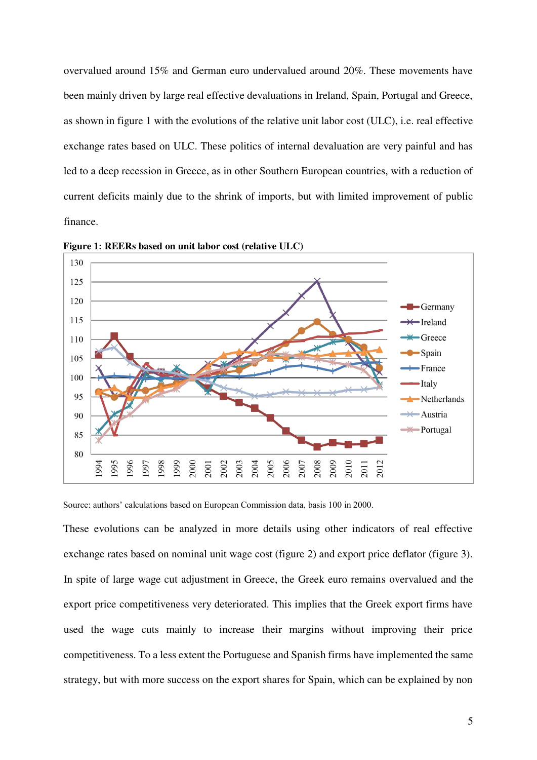overvalued around 15% and German euro undervalued around 20%. These movements have been mainly driven by large real effective devaluations in Ireland, Spain, Portugal and Greece, as shown in figure 1 with the evolutions of the relative unit labor cost (ULC), i.e. real effective exchange rates based on ULC. These politics of internal devaluation are very painful and has led to a deep recession in Greece, as in other Southern European countries, with a reduction of current deficits mainly due to the shrink of imports, but with limited improvement of public finance.

**Figure 1: REERs based on unit labor cost (relative ULC)**

Source: authors' calculations based on European Commission data, basis 100 in 2000.

These evolutions can be analyzed in more details using other indicators of real effective exchange rates based on nominal unit wage cost (figure 2) and export price deflator (figure 3). In spite of large wage cut adjustment in Greece, the Greek euro remains overvalued and the export price competitiveness very deteriorated. This implies that the Greek export firms have used the wage cuts mainly to increase their margins without improving their price competitiveness. To a less extent the Portuguese and Spanish firms have implemented the same strategy, but with more success on the export shares for Spain, which can be explained by non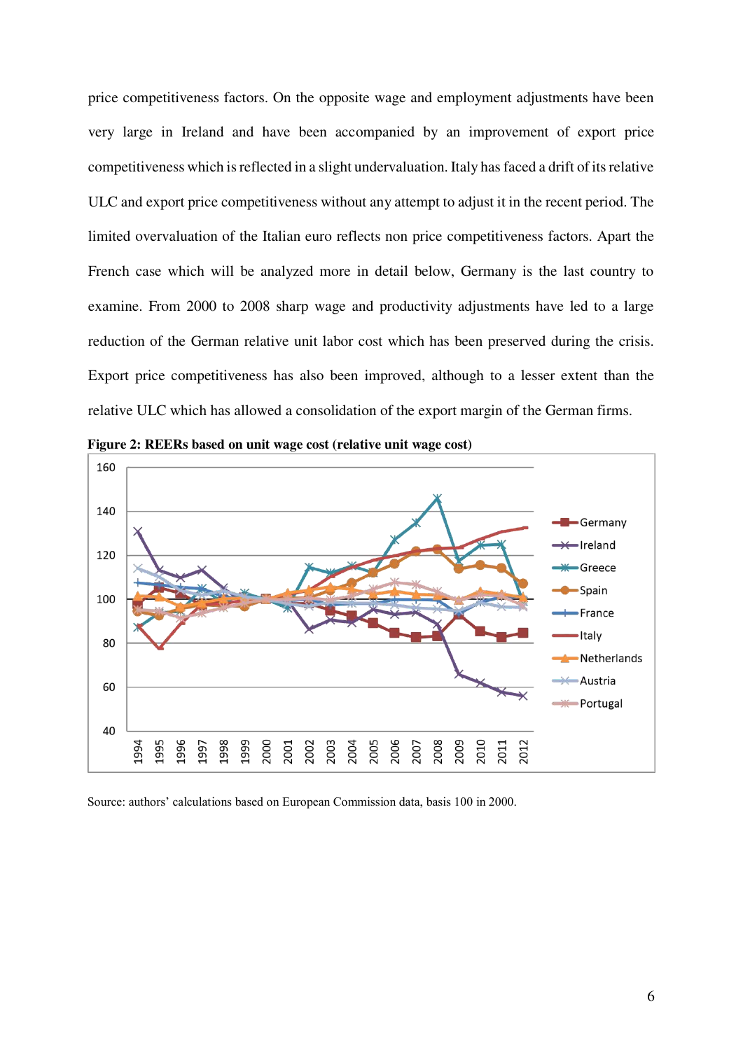price competitiveness factors. On the opposite wage and employment adjustments have been very large in Ireland and have been accompanied by an improvement of export price competitiveness which is reflected in a slight undervaluation. Italy has faced a drift of its relative ULC and export price competitiveness without any attempt to adjust it in the recent period. The limited overvaluation of the Italian euro reflects non price competitiveness factors. Apart the French case which will be analyzed more in detail below, Germany is the last country to examine. From 2000 to 2008 sharp wage and productivity adjustments have led to a large reduction of the German relative unit labor cost which has been preserved during the crisis. Export price competitiveness has also been improved, although to a lesser extent than the relative ULC which has allowed a consolidation of the export margin of the German firms.

**Figure 2: REERs based on unit wage cost (relative unit wage cost)**

Source: authors' calculations based on European Commission data, basis 100 in 2000.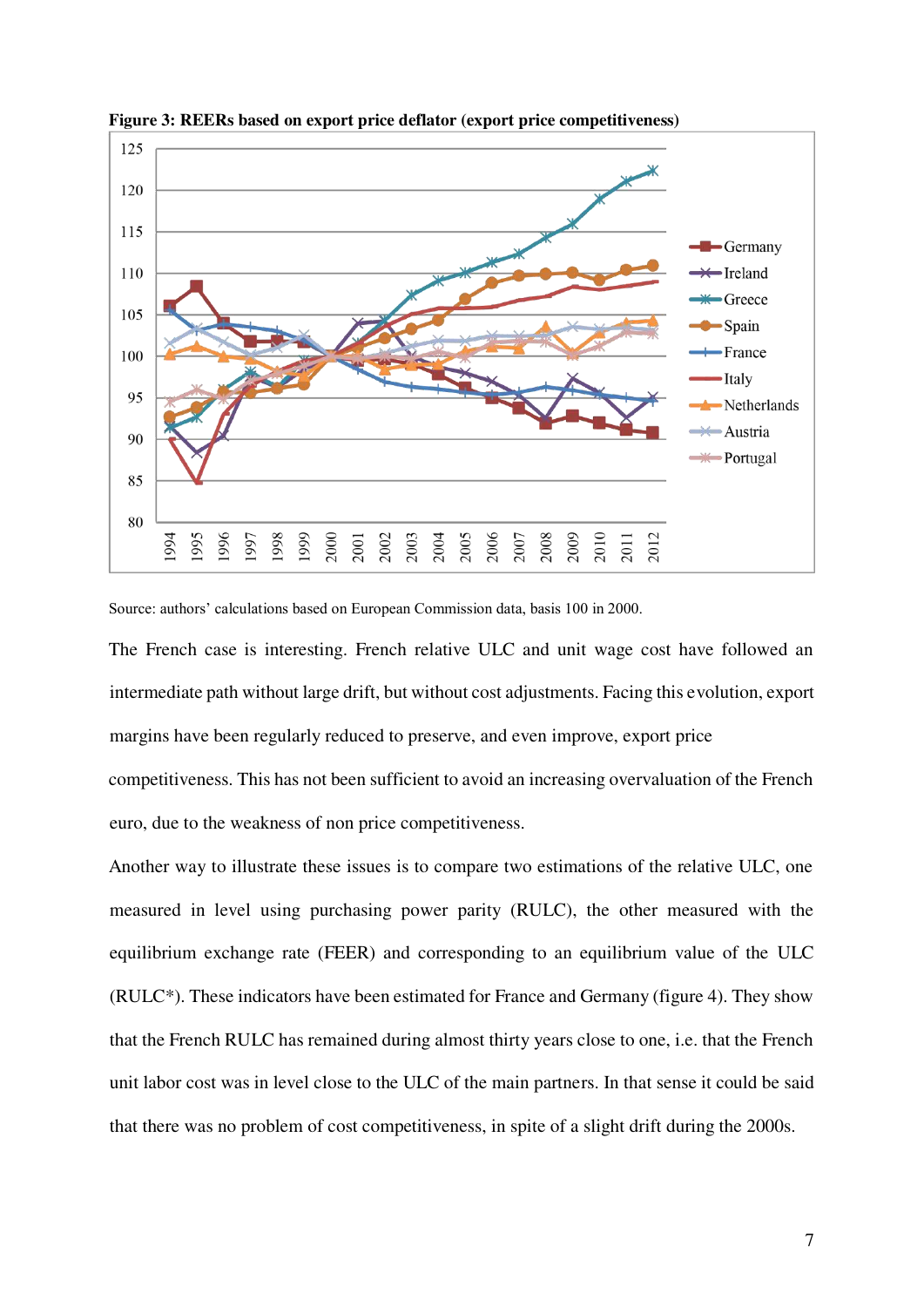**Figure 3: REERs based on export price deflator (export price competitiveness)**

Source: authors' calculations based on European Commission data, basis 100 in 2000.

The French case is interesting. French relative ULC and unit wage cost have followed an intermediate path without large drift, but without cost adjustments. Facing this evolution, export margins have been regularly reduced to preserve, and even improve, export price competitiveness. This has not been sufficient to avoid an increasing overvaluation of the French euro, due to the weakness of non price competitiveness.

Another way to illustrate these issues is to compare two estimations of the relative ULC, one measured in level using purchasing power parity (RULC), the other measured with the equilibrium exchange rate (FEER) and corresponding to an equilibrium value of the ULC (RULC*). These indicators have been estimated for France and Germany (figure 4). They show that the French RULC has remained during almost thirty years close to one, i.e. that the French unit labor cost was in level close to the ULC of the main partners. In that sense it could be said that there was no problem of cost competitiveness, in spite of a slight drift during the 2000s.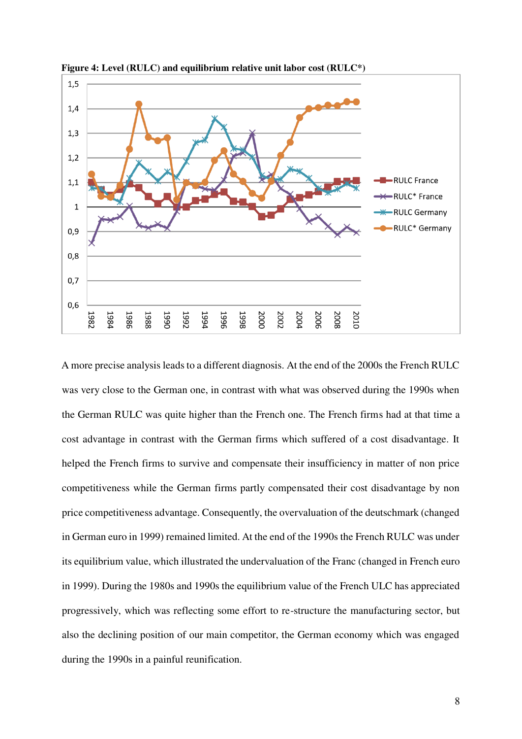**Figure 4: Level (RULC) and equilibrium relative unit labor cost (RULC*)**

A more precise analysis leads to a different diagnosis. At the end of the 2000s the French RULC was very close to the German one, in contrast with what was observed during the 1990s when the German RULC was quite higher than the French one. The French firms had at that time a cost advantage in contrast with the German firms which suffered of a cost disadvantage. It helped the French firms to survive and compensate their insufficiency in matter of non price competitiveness while the German firms partly compensated their cost disadvantage by non price competitiveness advantage. Consequently, the overvaluation of the deutschmark (changed in German euro in 1999) remained limited. At the end of the 1990s the French RULC was under its equilibrium value, which illustrated the undervaluation of the Franc (changed in French euro in 1999). During the 1980s and 1990s the equilibrium value of the French ULC has appreciated progressively, which was reflecting some effort to re-structure the manufacturing sector, but also the declining position of our main competitor, the German economy which was engaged during the 1990s in a painful reunification.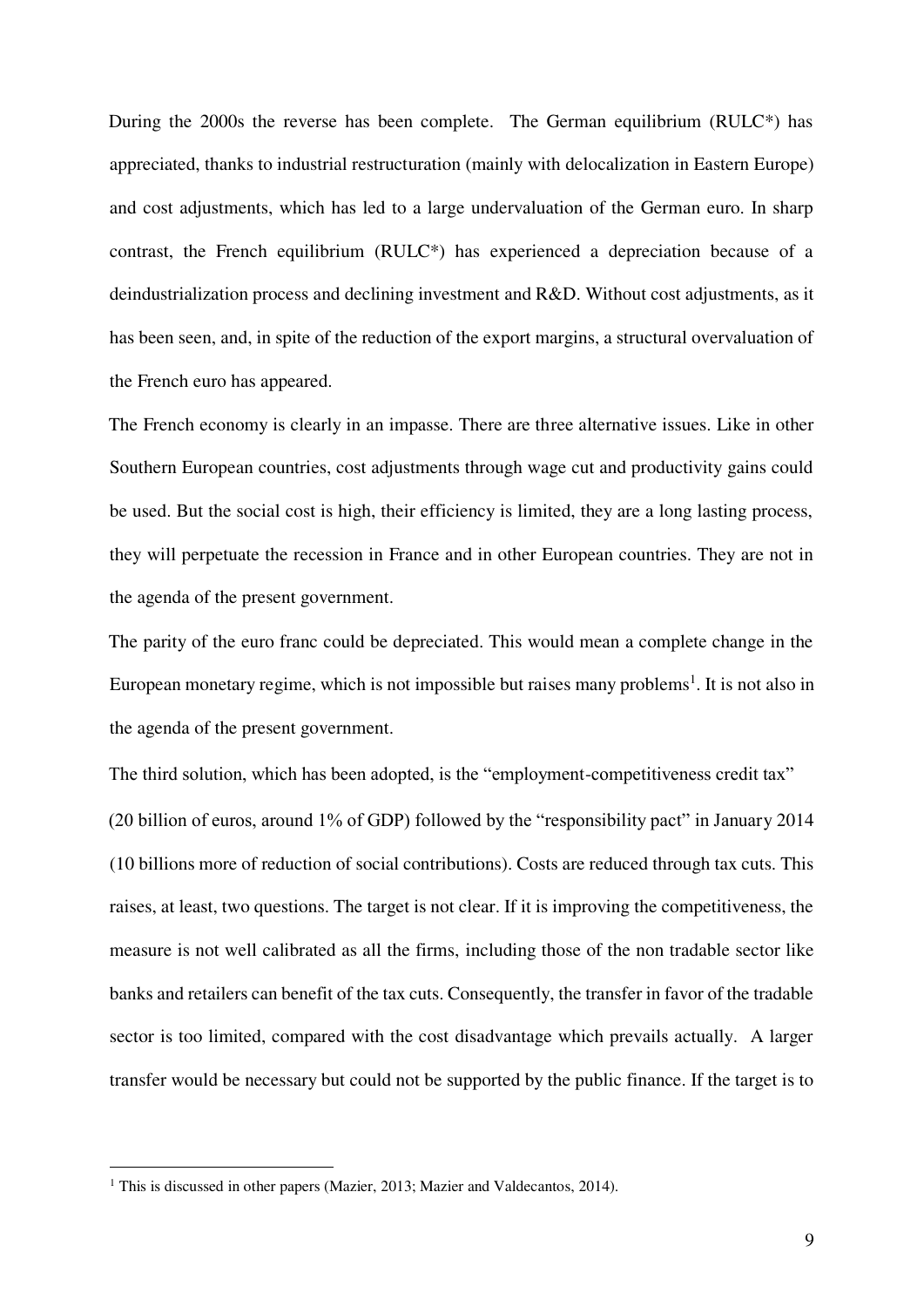During the 2000s the reverse has been complete. The German equilibrium (RULC*) has appreciated, thanks to industrial restructuration (mainly with delocalization in Eastern Europe) and cost adjustments, which has led to a large undervaluation of the German euro. In sharp contrast, the French equilibrium (RULC*) has experienced a depreciation because of a deindustrialization process and declining investment and R&D. Without cost adjustments, as it has been seen, and, in spite of the reduction of the export margins, a structural overvaluation of the French euro has appeared.

The French economy is clearly in an impasse. There are three alternative issues. Like in other Southern European countries, cost adjustments through wage cut and productivity gains could be used. But the social cost is high, their efficiency is limited, they are a long lasting process, they will perpetuate the recession in France and in other European countries. They are not in the agenda of the present government.

The parity of the euro franc could be depreciated. This would mean a complete change in the European monetary regime, which is not impossible but raises many problems[1]. It is not also in the agenda of the present government.

The third solution, which has been adopted, is the "employment-competitiveness credit tax" (20 billion of euros, around 1% of GDP) followed by the "responsibility pact" in January 2014 (10 billions more of reduction of social contributions). Costs are reduced through tax cuts. This raises, at least, two questions. The target is not clear. If it is improving the competitiveness, the measure is not well calibrated as all the firms, including those of the non tradable sector like banks and retailers can benefit of the tax cuts. Consequently, the transfer in favor of the tradable sector is too limited, compared with the cost disadvantage which prevails actually. A larger transfer would be necessary but could not be supported by the public finance. If the target is to

[1] This is discussed in other papers (Mazier, 2013; Mazier and Valdecantos, 2014).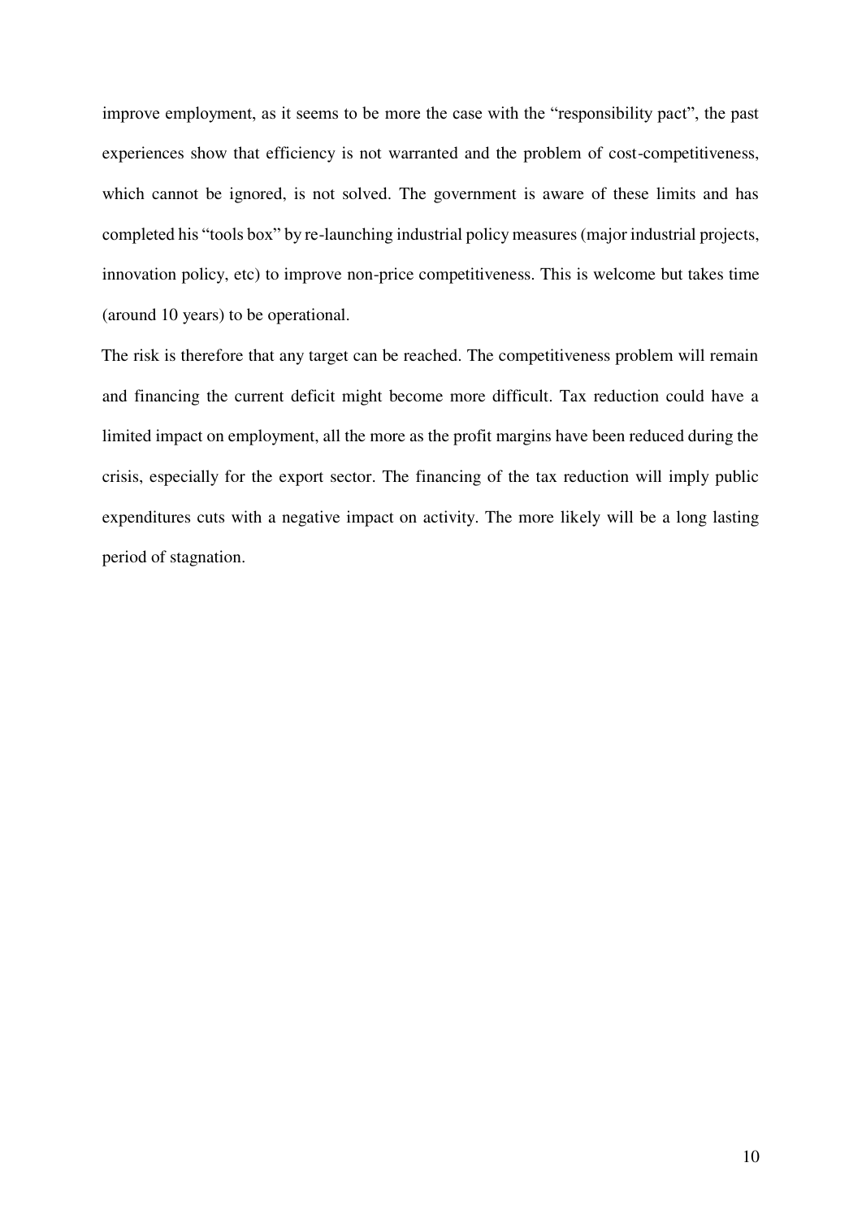improve employment, as it seems to be more the case with the “responsibility pact”, the past experiences show that efficiency is not warranted and the problem of cost-competitiveness, which cannot be ignored, is not solved. The government is aware of these limits and has completed his “tools box” by re-launching industrial policy measures (major industrial projects, innovation policy, etc) to improve non-price competitiveness. This is welcome but takes time (around 10 years) to be operational.

The risk is therefore that any target can be reached. The competitiveness problem will remain and financing the current deficit might become more difficult. Tax reduction could have a limited impact on employment, all the more as the profit margins have been reduced during the crisis, especially for the export sector. The financing of the tax reduction will imply public expenditures cuts with a negative impact on activity. The more likely will be a long lasting period of stagnation.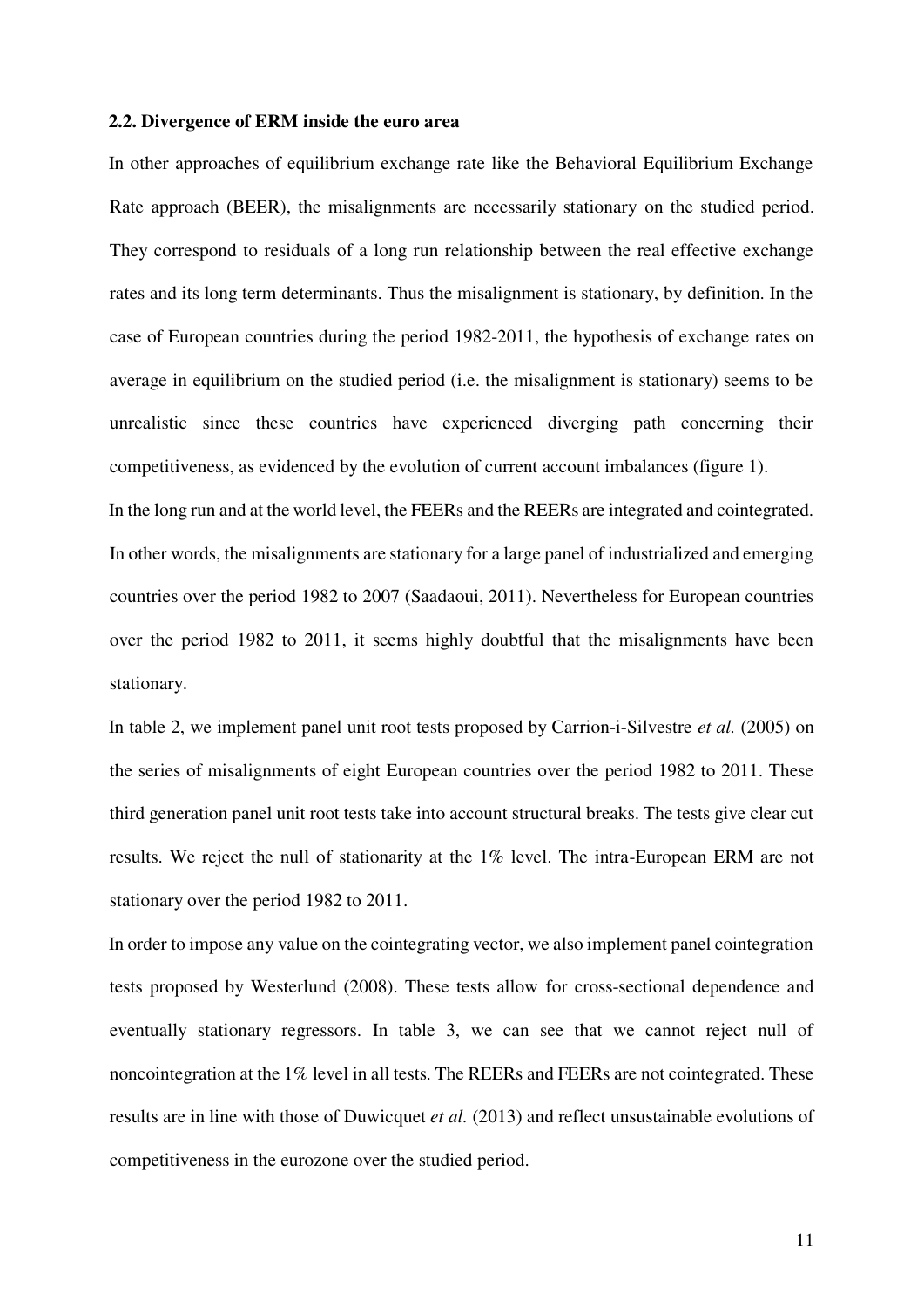### 2.2. Divergence of ERM inside the euro area

In other approaches of equilibrium exchange rate like the Behavioral Equilibrium Exchange Rate approach (BEER), the misalignments are necessarily stationary on the studied period. They correspond to residuals of a long run relationship between the real effective exchange rates and its long term determinants. Thus the misalignment is stationary, by definition. In the case of European countries during the period 1982-2011, the hypothesis of exchange rates on average in equilibrium on the studied period (i.e. the misalignment is stationary) seems to be unrealistic since these countries have experienced diverging path concerning their competitiveness, as evidenced by the evolution of current account imbalances (figure 1).

In the long run and at the world level, the FEERs and the REERs are integrated and cointegrated. In other words, the misalignments are stationary for a large panel of industrialized and emerging countries over the period 1982 to 2007 (Saadaoui, 2011). Nevertheless for European countries over the period 1982 to 2011, it seems highly doubtful that the misalignments have been stationary.

In table 2, we implement panel unit root tests proposed by Carrion-i-Silvestre *et al.* (2005) on the series of misalignments of eight European countries over the period 1982 to 2011. These third generation panel unit root tests take into account structural breaks. The tests give clear cut results. We reject the null of stationarity at the 1% level. The intra-European ERM are not stationary over the period 1982 to 2011.

In order to impose any value on the cointegrating vector, we also implement panel cointegration tests proposed by Westerlund (2008). These tests allow for cross-sectional dependence and eventually stationary regressors. In table 3, we can see that we cannot reject null of noncointegration at the 1% level in all tests. The REERs and FEERs are not cointegrated. These results are in line with those of Duwicquet *et al.* (2013) and reflect unsustainable evolutions of competitiveness in the eurozone over the studied period.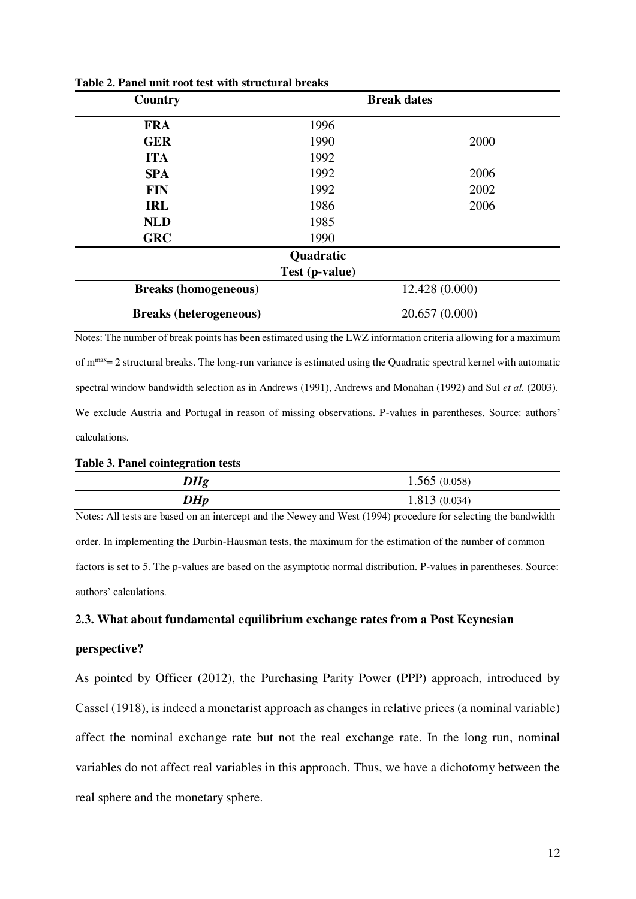**Table 2. Panel unit root test with structural breaks**

| Country | Break dates | |
|---|---|---|
| **FRA** | 1996 | |
| **GER** | 1990 | 2000 |
| **ITA** | 1992 | |
| **SPA** | 1992 | 2006 |
| **FIN** | 1992 | 2002 |
| **IRL** | 1986 | 2006 |
| **NLD** | 1985 | |
| **GRC** | 1990 | |
| | **Quadratic Test (p-value)** | |
| **Breaks (homogeneous)** | | 12.428 (0.000) |
| **Breaks (heterogeneous)** | | 20.657 (0.000) |

Notes: The number of break points has been estimated using the LWZ information criteria allowing for a maximum of $m^{max}= 2$ structural breaks. The long-run variance is estimated using the Quadratic spectral kernel with automatic spectral window bandwidth selection as in Andrews (1991), Andrews and Monahan (1992) and Sul *et al.* (2003). We exclude Austria and Portugal in reason of missing observations. P-values in parentheses. Source: authors' calculations.

**Table 3. Panel cointegration tests**

| | |
|---|---|
| ***DHg*** | 1.565 (0.058) |
| ***DHp*** | 1.813 (0.034) |

Notes: All tests are based on an intercept and the Newey and West (1994) procedure for selecting the bandwidth order. In implementing the Durbin-Hausman tests, the maximum for the estimation of the number of common factors is set to 5. The p-values are based on the asymptotic normal distribution. P-values in parentheses. Source: authors' calculations.

### 2.3. What about fundamental equilibrium exchange rates from a Post Keynesian perspective?

As pointed by Officer (2012), the Purchasing Parity Power (PPP) approach, introduced by Cassel (1918), is indeed a monetarist approach as changes in relative prices (a nominal variable) affect the nominal exchange rate but not the real exchange rate. In the long run, nominal variables do not affect real variables in this approach. Thus, we have a dichotomy between the real sphere and the monetary sphere.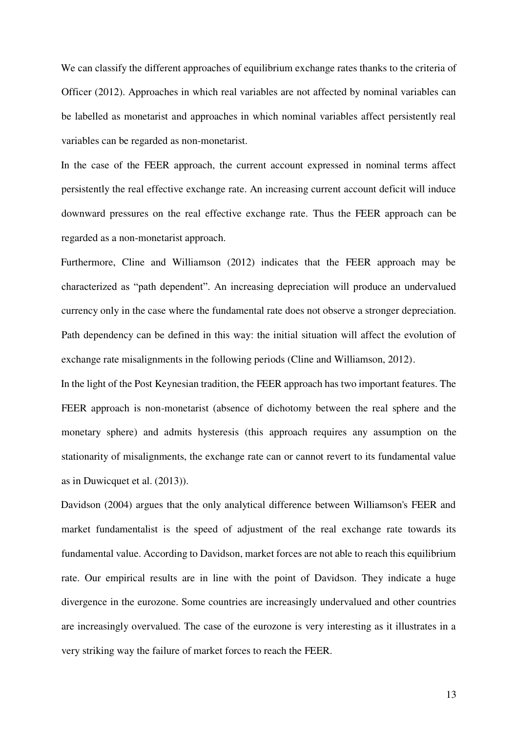We can classify the different approaches of equilibrium exchange rates thanks to the criteria of Officer (2012). Approaches in which real variables are not affected by nominal variables can be labelled as monetarist and approaches in which nominal variables affect persistently real variables can be regarded as non-monetarist.

In the case of the FEER approach, the current account expressed in nominal terms affect persistently the real effective exchange rate. An increasing current account deficit will induce downward pressures on the real effective exchange rate. Thus the FEER approach can be regarded as a non-monetarist approach.

Furthermore, Cline and Williamson (2012) indicates that the FEER approach may be characterized as "path dependent". An increasing depreciation will produce an undervalued currency only in the case where the fundamental rate does not observe a stronger depreciation. Path dependency can be defined in this way: the initial situation will affect the evolution of exchange rate misalignments in the following periods (Cline and Williamson, 2012).

In the light of the Post Keynesian tradition, the FEER approach has two important features. The FEER approach is non-monetarist (absence of dichotomy between the real sphere and the monetary sphere) and admits hysteresis (this approach requires any assumption on the stationarity of misalignments, the exchange rate can or cannot revert to its fundamental value as in Duwicquet et al. (2013)).

Davidson (2004) argues that the only analytical difference between Williamson's FEER and market fundamentalist is the speed of adjustment of the real exchange rate towards its fundamental value. According to Davidson, market forces are not able to reach this equilibrium rate. Our empirical results are in line with the point of Davidson. They indicate a huge divergence in the eurozone. Some countries are increasingly undervalued and other countries are increasingly overvalued. The case of the eurozone is very interesting as it illustrates in a very striking way the failure of market forces to reach the FEER.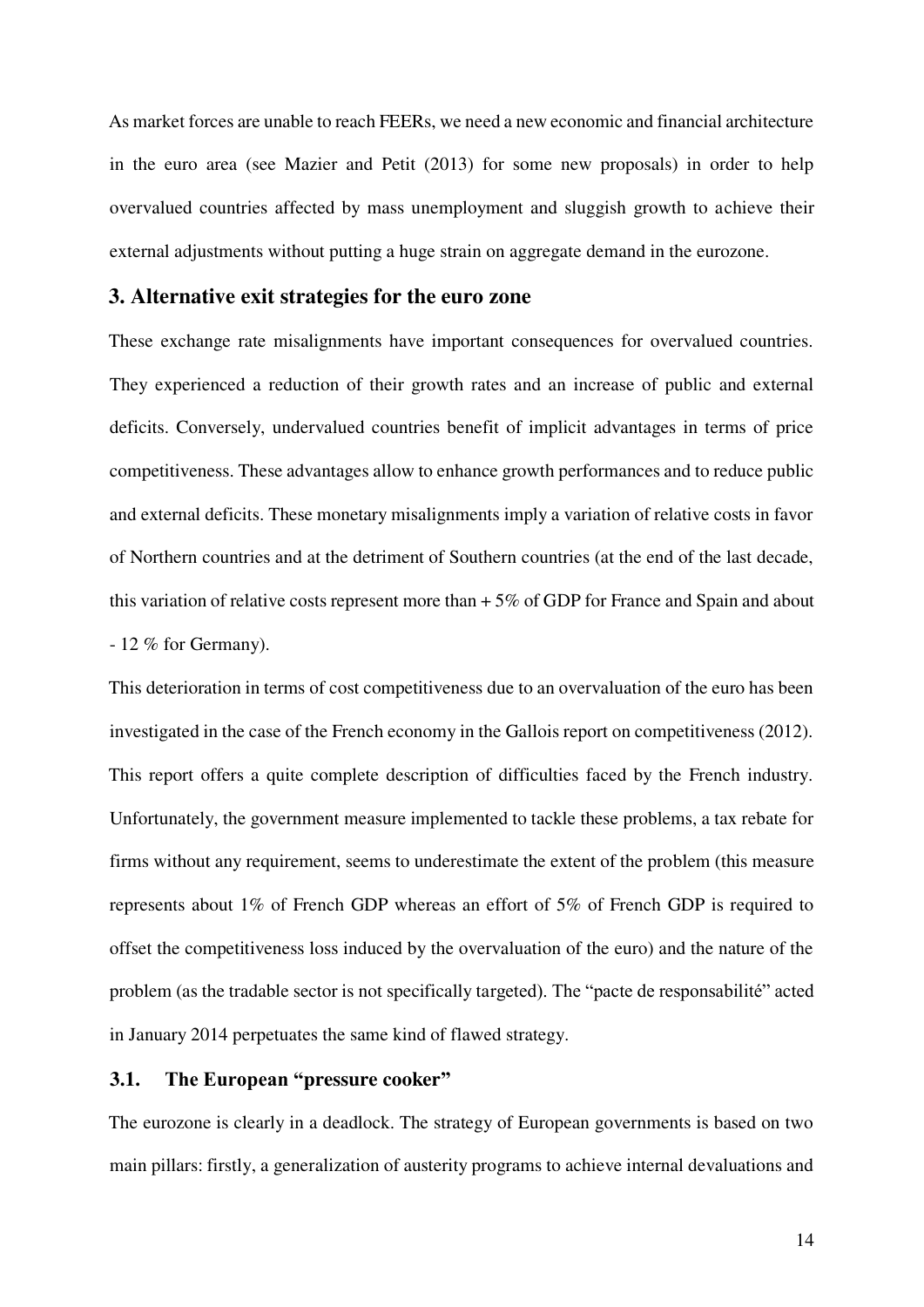As market forces are unable to reach FEERs, we need a new economic and financial architecture in the euro area (see Mazier and Petit (2013) for some new proposals) in order to help overvalued countries affected by mass unemployment and sluggish growth to achieve their external adjustments without putting a huge strain on aggregate demand in the eurozone.

## 3. Alternative exit strategies for the euro zone

These exchange rate misalignments have important consequences for overvalued countries. They experienced a reduction of their growth rates and an increase of public and external deficits. Conversely, undervalued countries benefit of implicit advantages in terms of price competitiveness. These advantages allow to enhance growth performances and to reduce public and external deficits. These monetary misalignments imply a variation of relative costs in favor of Northern countries and at the detriment of Southern countries (at the end of the last decade, this variation of relative costs represent more than + 5% of GDP for France and Spain and about - 12 % for Germany).

This deterioration in terms of cost competitiveness due to an overvaluation of the euro has been investigated in the case of the French economy in the Gallois report on competitiveness (2012). This report offers a quite complete description of difficulties faced by the French industry. Unfortunately, the government measure implemented to tackle these problems, a tax rebate for firms without any requirement, seems to underestimate the extent of the problem (this measure represents about 1% of French GDP whereas an effort of 5% of French GDP is required to offset the competitiveness loss induced by the overvaluation of the euro) and the nature of the problem (as the tradable sector is not specifically targeted). The "pacte de responsabilité" acted in January 2014 perpetuates the same kind of flawed strategy.

### 3.1. The European "pressure cooker"

The eurozone is clearly in a deadlock. The strategy of European governments is based on two main pillars: firstly, a generalization of austerity programs to achieve internal devaluations and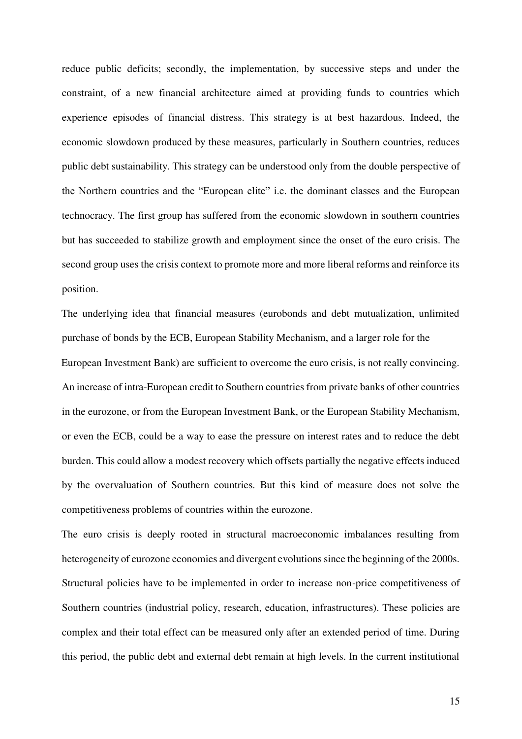reduce public deficits; secondly, the implementation, by successive steps and under the constraint, of a new financial architecture aimed at providing funds to countries which experience episodes of financial distress. This strategy is at best hazardous. Indeed, the economic slowdown produced by these measures, particularly in Southern countries, reduces public debt sustainability. This strategy can be understood only from the double perspective of the Northern countries and the "European elite" i.e. the dominant classes and the European technocracy. The first group has suffered from the economic slowdown in southern countries but has succeeded to stabilize growth and employment since the onset of the euro crisis. The second group uses the crisis context to promote more and more liberal reforms and reinforce its position.

The underlying idea that financial measures (eurobonds and debt mutualization, unlimited purchase of bonds by the ECB, European Stability Mechanism, and a larger role for the European Investment Bank) are sufficient to overcome the euro crisis, is not really convincing. An increase of intra-European credit to Southern countries from private banks of other countries in the eurozone, or from the European Investment Bank, or the European Stability Mechanism, or even the ECB, could be a way to ease the pressure on interest rates and to reduce the debt burden. This could allow a modest recovery which offsets partially the negative effects induced by the overvaluation of Southern countries. But this kind of measure does not solve the competitiveness problems of countries within the eurozone.

The euro crisis is deeply rooted in structural macroeconomic imbalances resulting from heterogeneity of eurozone economies and divergent evolutions since the beginning of the 2000s. Structural policies have to be implemented in order to increase non-price competitiveness of Southern countries (industrial policy, research, education, infrastructures). These policies are complex and their total effect can be measured only after an extended period of time. During this period, the public debt and external debt remain at high levels. In the current institutional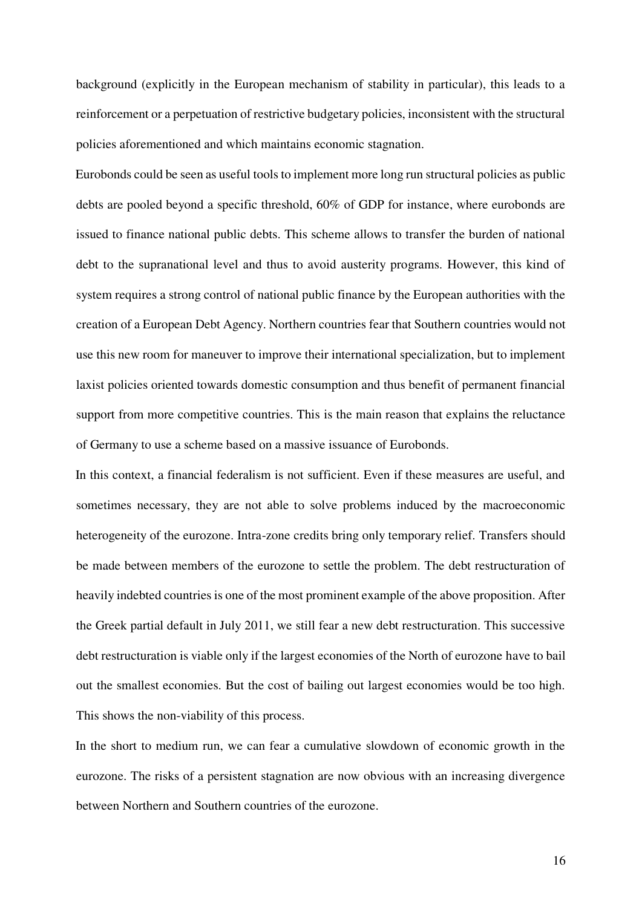background (explicitly in the European mechanism of stability in particular), this leads to a reinforcement or a perpetuation of restrictive budgetary policies, inconsistent with the structural policies aforementioned and which maintains economic stagnation.

Eurobonds could be seen as useful tools to implement more long run structural policies as public debts are pooled beyond a specific threshold, 60% of GDP for instance, where eurobonds are issued to finance national public debts. This scheme allows to transfer the burden of national debt to the supranational level and thus to avoid austerity programs. However, this kind of system requires a strong control of national public finance by the European authorities with the creation of a European Debt Agency. Northern countries fear that Southern countries would not use this new room for maneuver to improve their international specialization, but to implement laxist policies oriented towards domestic consumption and thus benefit of permanent financial support from more competitive countries. This is the main reason that explains the reluctance of Germany to use a scheme based on a massive issuance of Eurobonds.

In this context, a financial federalism is not sufficient. Even if these measures are useful, and sometimes necessary, they are not able to solve problems induced by the macroeconomic heterogeneity of the eurozone. Intra-zone credits bring only temporary relief. Transfers should be made between members of the eurozone to settle the problem. The debt restructuration of heavily indebted countries is one of the most prominent example of the above proposition. After the Greek partial default in July 2011, we still fear a new debt restructuration. This successive debt restructuration is viable only if the largest economies of the North of eurozone have to bail out the smallest economies. But the cost of bailing out largest economies would be too high. This shows the non-viability of this process.

In the short to medium run, we can fear a cumulative slowdown of economic growth in the eurozone. The risks of a persistent stagnation are now obvious with an increasing divergence between Northern and Southern countries of the eurozone.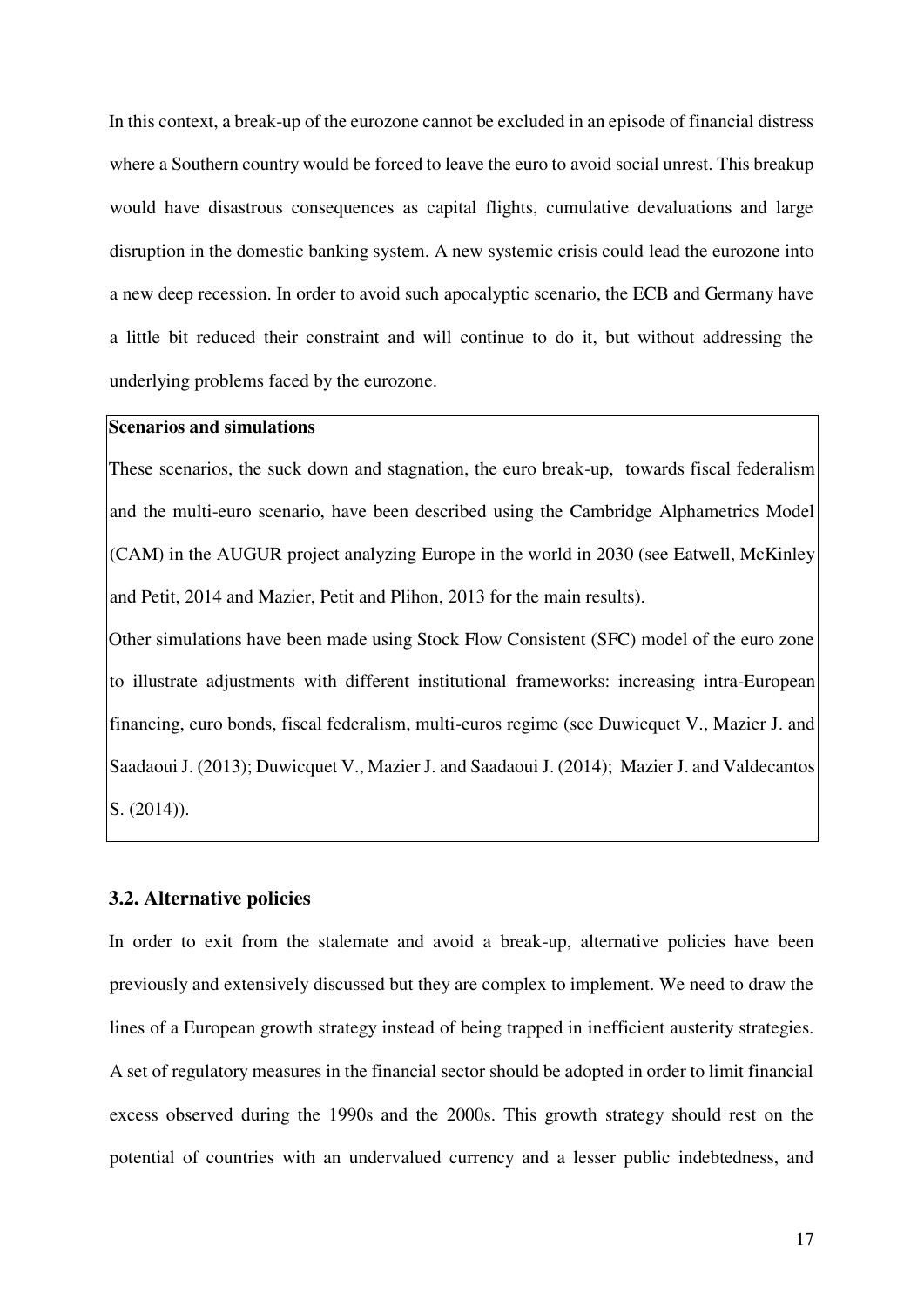In this context, a break-up of the eurozone cannot be excluded in an episode of financial distress where a Southern country would be forced to leave the euro to avoid social unrest. This breakup would have disastrous consequences as capital flights, cumulative devaluations and large disruption in the domestic banking system. A new systemic crisis could lead the eurozone into a new deep recession. In order to avoid such apocalyptic scenario, the ECB and Germany have a little bit reduced their constraint and will continue to do it, but without addressing the underlying problems faced by the eurozone.

**Scenarios and simulations**

These scenarios, the suck down and stagnation, the euro break-up, towards fiscal federalism and the multi-euro scenario, have been described using the Cambridge Alphametrics Model (CAM) in the AUGUR project analyzing Europe in the world in 2030 (see Eatwell, McKinley and Petit, 2014 and Mazier, Petit and Plihon, 2013 for the main results).

Other simulations have been made using Stock Flow Consistent (SFC) model of the euro zone to illustrate adjustments with different institutional frameworks: increasing intra-European financing, euro bonds, fiscal federalism, multi-euros regime (see Duwicquet V., Mazier J. and Saadaoui J. (2013); Duwicquet V., Mazier J. and Saadaoui J. (2014); Mazier J. and Valdecantos S. (2014)).

### 3.2. Alternative policies

In order to exit from the stalemate and avoid a break-up, alternative policies have been previously and extensively discussed but they are complex to implement. We need to draw the lines of a European growth strategy instead of being trapped in inefficient austerity strategies. A set of regulatory measures in the financial sector should be adopted in order to limit financial excess observed during the 1990s and the 2000s. This growth strategy should rest on the potential of countries with an undervalued currency and a lesser public indebtedness, and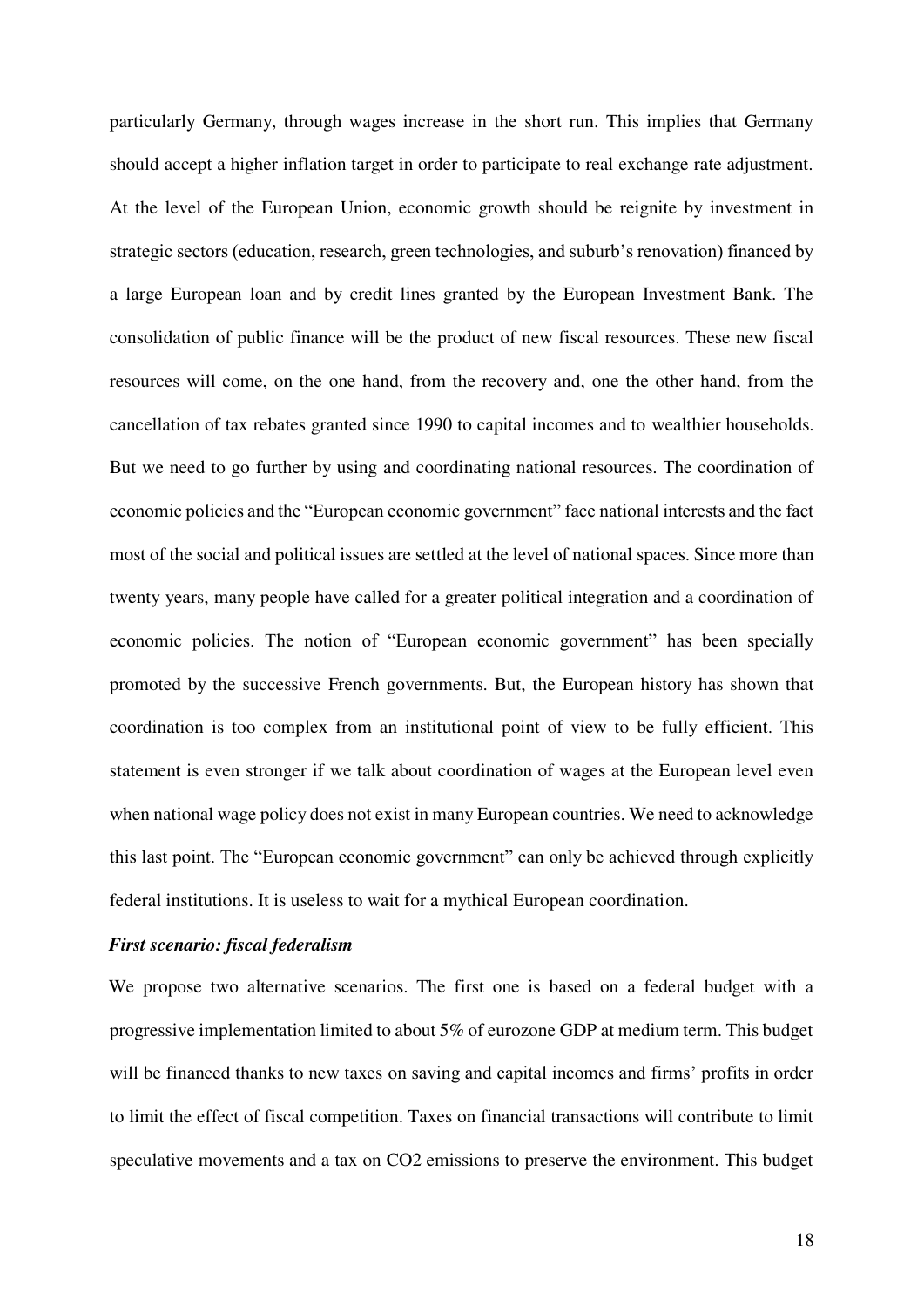particularly Germany, through wages increase in the short run. This implies that Germany should accept a higher inflation target in order to participate to real exchange rate adjustment. At the level of the European Union, economic growth should be reignite by investment in strategic sectors (education, research, green technologies, and suburb's renovation) financed by a large European loan and by credit lines granted by the European Investment Bank. The consolidation of public finance will be the product of new fiscal resources. These new fiscal resources will come, on the one hand, from the recovery and, one the other hand, from the cancellation of tax rebates granted since 1990 to capital incomes and to wealthier households. But we need to go further by using and coordinating national resources. The coordination of economic policies and the "European economic government" face national interests and the fact most of the social and political issues are settled at the level of national spaces. Since more than twenty years, many people have called for a greater political integration and a coordination of economic policies. The notion of "European economic government" has been specially promoted by the successive French governments. But, the European history has shown that coordination is too complex from an institutional point of view to be fully efficient. This statement is even stronger if we talk about coordination of wages at the European level even when national wage policy does not exist in many European countries. We need to acknowledge this last point. The "European economic government" can only be achieved through explicitly federal institutions. It is useless to wait for a mythical European coordination.

***First scenario: fiscal federalism***

We propose two alternative scenarios. The first one is based on a federal budget with a progressive implementation limited to about 5% of eurozone GDP at medium term. This budget will be financed thanks to new taxes on saving and capital incomes and firms' profits in order to limit the effect of fiscal competition. Taxes on financial transactions will contribute to limit speculative movements and a tax on $CO_2$ emissions to preserve the environment. This budget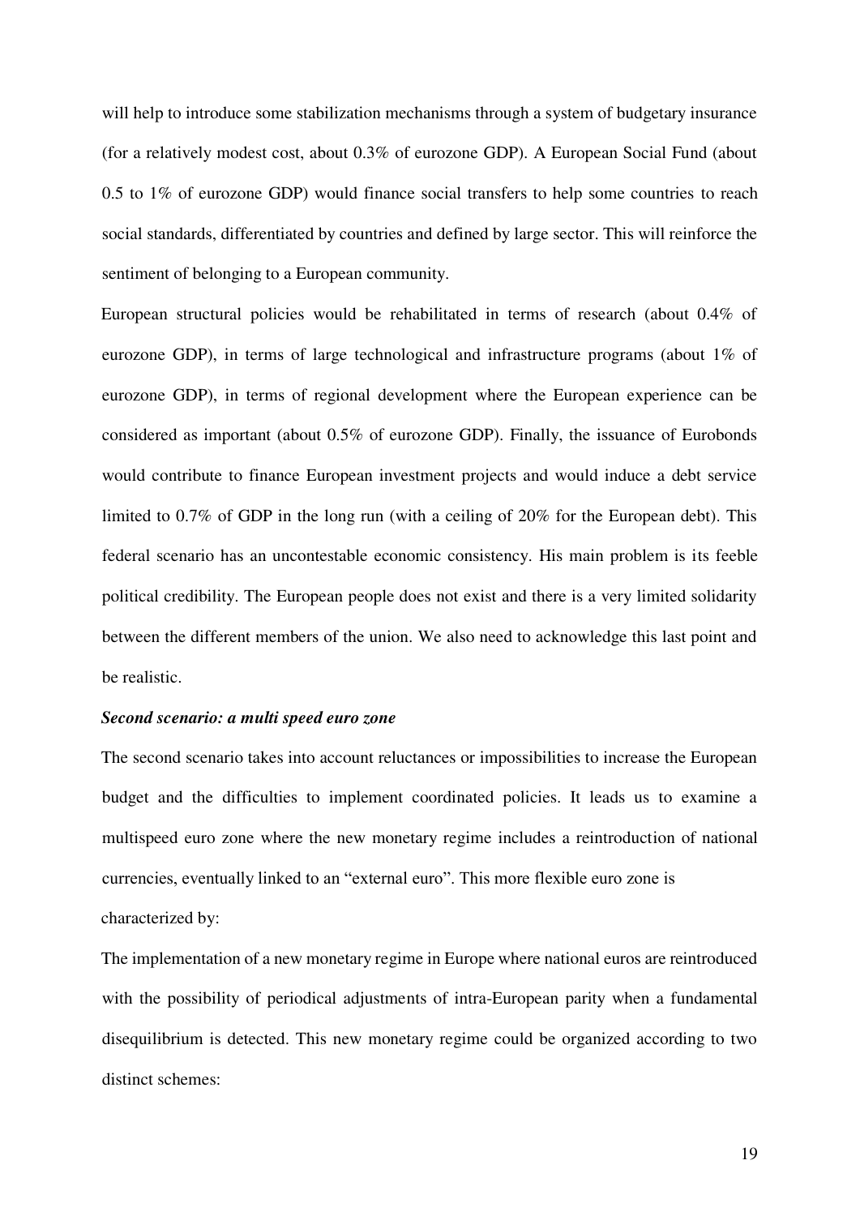will help to introduce some stabilization mechanisms through a system of budgetary insurance (for a relatively modest cost, about 0.3% of eurozone GDP). A European Social Fund (about 0.5 to 1% of eurozone GDP) would finance social transfers to help some countries to reach social standards, differentiated by countries and defined by large sector. This will reinforce the sentiment of belonging to a European community.

European structural policies would be rehabilitated in terms of research (about 0.4% of eurozone GDP), in terms of large technological and infrastructure programs (about 1% of eurozone GDP), in terms of regional development where the European experience can be considered as important (about 0.5% of eurozone GDP). Finally, the issuance of Eurobonds would contribute to finance European investment projects and would induce a debt service limited to 0.7% of GDP in the long run (with a ceiling of 20% for the European debt). This federal scenario has an uncontestable economic consistency. His main problem is its feeble political credibility. The European people does not exist and there is a very limited solidarity between the different members of the union. We also need to acknowledge this last point and be realistic.

***Second scenario: a multi speed euro zone***

The second scenario takes into account reluctances or impossibilities to increase the European budget and the difficulties to implement coordinated policies. It leads us to examine a multispeed euro zone where the new monetary regime includes a reintroduction of national currencies, eventually linked to an "external euro". This more flexible euro zone is characterized by:

The implementation of a new monetary regime in Europe where national euros are reintroduced with the possibility of periodical adjustments of intra-European parity when a fundamental disequilibrium is detected. This new monetary regime could be organized according to two distinct schemes: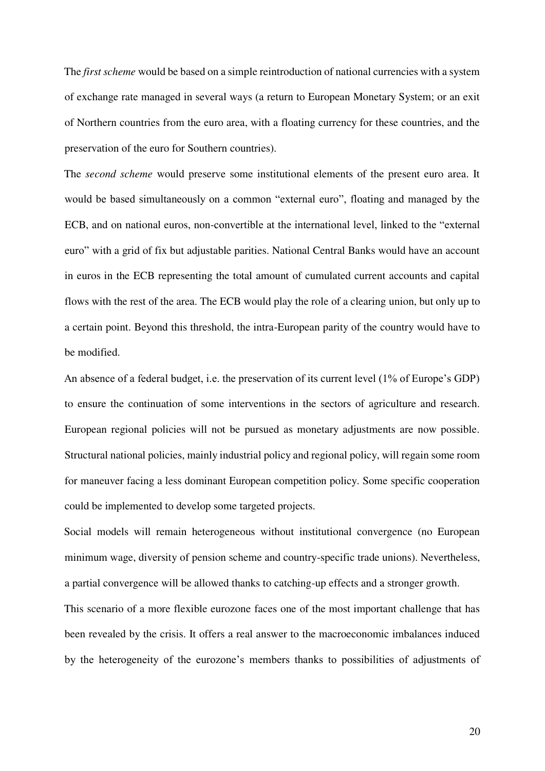The *first scheme* would be based on a simple reintroduction of national currencies with a system of exchange rate managed in several ways (a return to European Monetary System; or an exit of Northern countries from the euro area, with a floating currency for these countries, and the preservation of the euro for Southern countries).

The *second scheme* would preserve some institutional elements of the present euro area. It would be based simultaneously on a common "external euro", floating and managed by the ECB, and on national euros, non-convertible at the international level, linked to the "external euro" with a grid of fix but adjustable parities. National Central Banks would have an account in euros in the ECB representing the total amount of cumulated current accounts and capital flows with the rest of the area. The ECB would play the role of a clearing union, but only up to a certain point. Beyond this threshold, the intra-European parity of the country would have to be modified.

An absence of a federal budget, i.e. the preservation of its current level (1% of Europe's GDP) to ensure the continuation of some interventions in the sectors of agriculture and research. European regional policies will not be pursued as monetary adjustments are now possible. Structural national policies, mainly industrial policy and regional policy, will regain some room for maneuver facing a less dominant European competition policy. Some specific cooperation could be implemented to develop some targeted projects.

Social models will remain heterogeneous without institutional convergence (no European minimum wage, diversity of pension scheme and country-specific trade unions). Nevertheless, a partial convergence will be allowed thanks to catching-up effects and a stronger growth.

This scenario of a more flexible eurozone faces one of the most important challenge that has been revealed by the crisis. It offers a real answer to the macroeconomic imbalances induced by the heterogeneity of the eurozone's members thanks to possibilities of adjustments of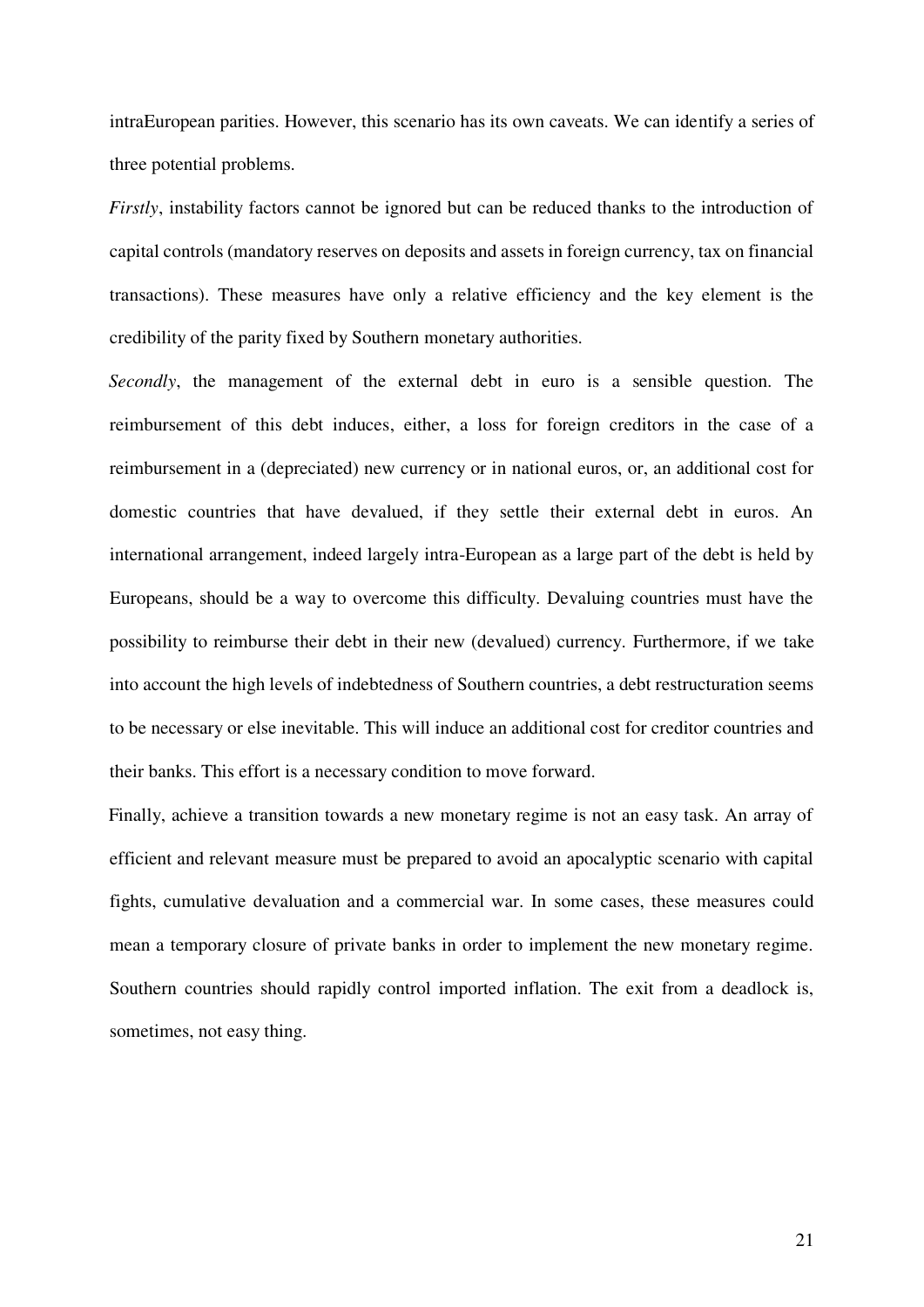intraEuropean parities. However, this scenario has its own caveats. We can identify a series of three potential problems.

*Firstly*, instability factors cannot be ignored but can be reduced thanks to the introduction of capital controls (mandatory reserves on deposits and assets in foreign currency, tax on financial transactions). These measures have only a relative efficiency and the key element is the credibility of the parity fixed by Southern monetary authorities.

*Secondly*, the management of the external debt in euro is a sensible question. The reimbursement of this debt induces, either, a loss for foreign creditors in the case of a reimbursement in a (depreciated) new currency or in national euros, or, an additional cost for domestic countries that have devalued, if they settle their external debt in euros. An international arrangement, indeed largely intra-European as a large part of the debt is held by Europeans, should be a way to overcome this difficulty. Devaluing countries must have the possibility to reimburse their debt in their new (devalued) currency. Furthermore, if we take into account the high levels of indebtedness of Southern countries, a debt restructuration seems to be necessary or else inevitable. This will induce an additional cost for creditor countries and their banks. This effort is a necessary condition to move forward.

Finally, achieve a transition towards a new monetary regime is not an easy task. An array of efficient and relevant measure must be prepared to avoid an apocalyptic scenario with capital fights, cumulative devaluation and a commercial war. In some cases, these measures could mean a temporary closure of private banks in order to implement the new monetary regime. Southern countries should rapidly control imported inflation. The exit from a deadlock is, sometimes, not easy thing.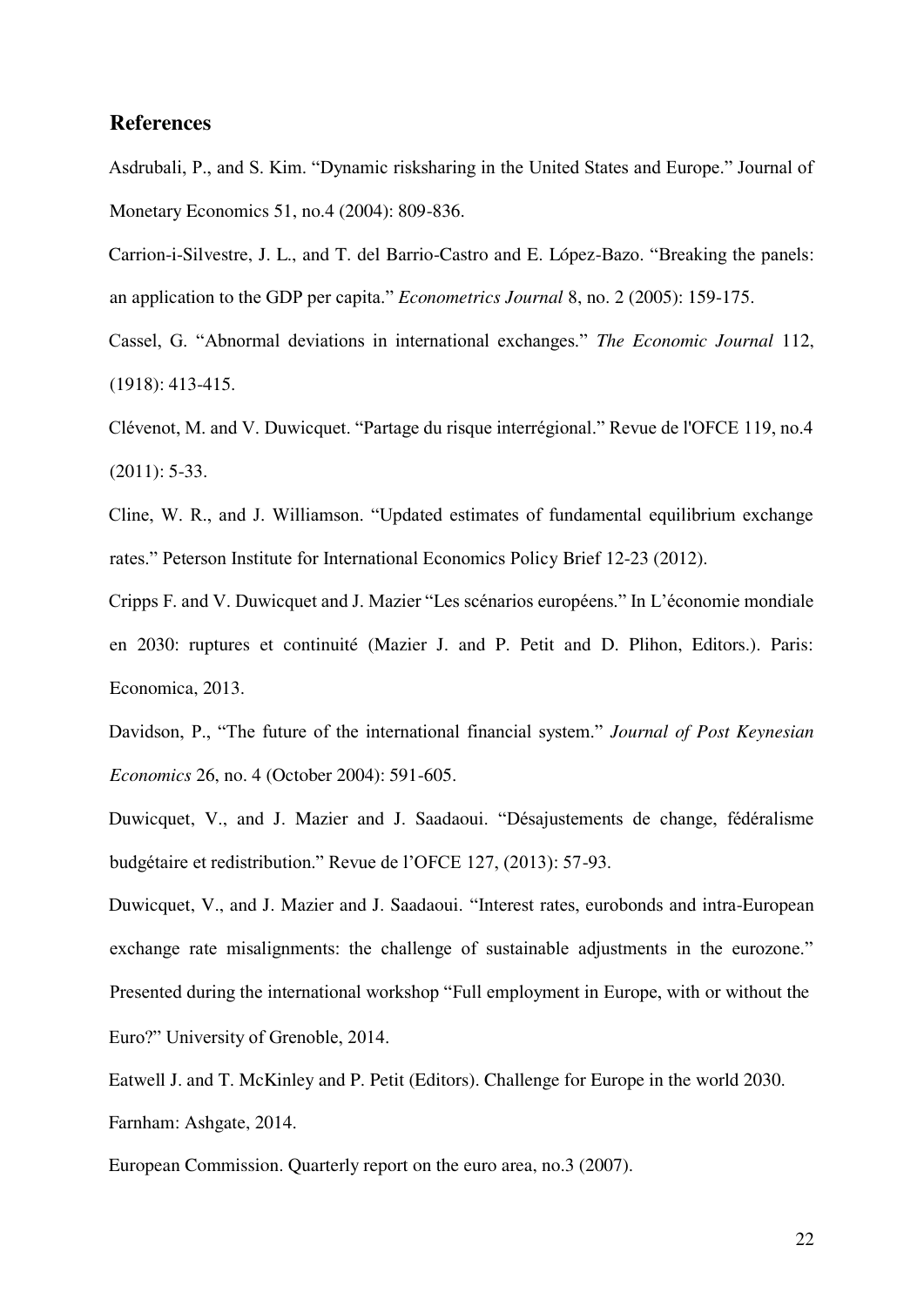## References

Asdrubali, P., and S. Kim. "Dynamic risksharing in the United States and Europe." Journal of Monetary Economics 51, no.4 (2004): 809-836.

Carrion-i-Silvestre, J. L., and T. del Barrio-Castro and E. López-Bazo. "Breaking the panels: an application to the GDP per capita." *Econometrics Journal* 8, no. 2 (2005): 159-175.

Cassel, G. "Abnormal deviations in international exchanges." *The Economic Journal* 112, (1918): 413-415.

Clévenot, M. and V. Duwicquet. "Partage du risque interrégional." Revue de l'OFCE 119, no.4 (2011): 5-33.

Cline, W. R., and J. Williamson. "Updated estimates of fundamental equilibrium exchange rates." Peterson Institute for International Economics Policy Brief 12-23 (2012).

Cripps F. and V. Duwicquet and J. Mazier "Les scénarios européens." In L'économie mondiale en 2030: ruptures et continuité (Mazier J. and P. Petit and D. Plihon, Editors.). Paris: Economica, 2013.

Davidson, P., "The future of the international financial system." *Journal of Post Keynesian Economics* 26, no. 4 (October 2004): 591-605.

Duwicquet, V., and J. Mazier and J. Saadaoui. "Désajustements de change, fédéralisme budgétaire et redistribution." Revue de l'OFCE 127, (2013): 57-93.

Duwicquet, V., and J. Mazier and J. Saadaoui. "Interest rates, eurobonds and intra-European exchange rate misalignments: the challenge of sustainable adjustments in the eurozone." Presented during the international workshop "Full employment in Europe, with or without the Euro?" University of Grenoble, 2014.

Eatwell J. and T. McKinley and P. Petit (Editors). Challenge for Europe in the world 2030. Farnham: Ashgate, 2014.

European Commission. Quarterly report on the euro area, no.3 (2007).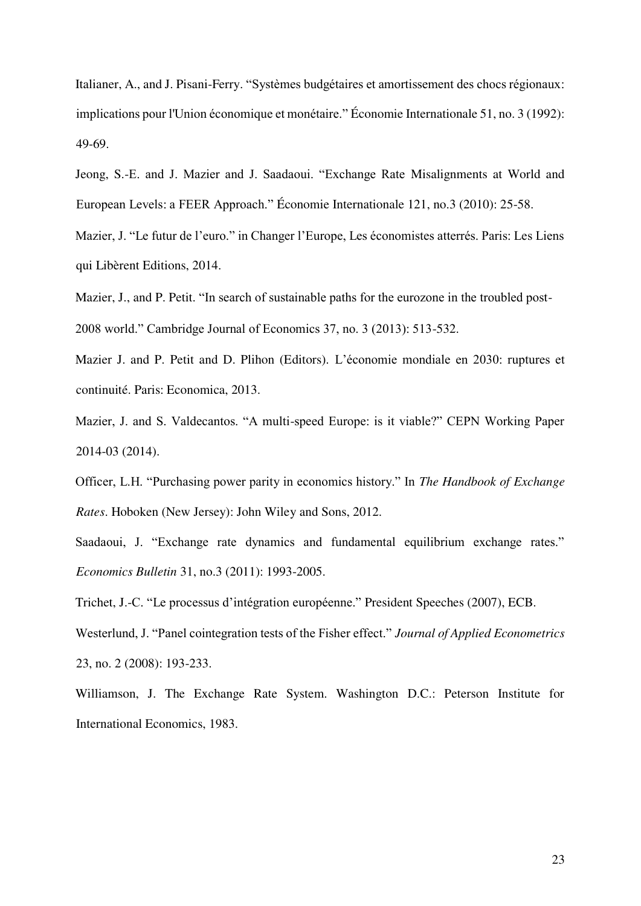Italianer, A., and J. Pisani-Ferry. "Systèmes budgétaires et amortissement des chocs régionaux: implications pour l'Union économique et monétaire." Économie Internationale 51, no. 3 (1992): 49-69.

Jeong, S.-E. and J. Mazier and J. Saadaoui. "Exchange Rate Misalignments at World and European Levels: a FEER Approach." Économie Internationale 121, no.3 (2010): 25-58.

Mazier, J. "Le futur de l'euro." in Changer l'Europe, Les économistes atterrés. Paris: Les Liens qui Libèrent Editions, 2014.

Mazier, J., and P. Petit. "In search of sustainable paths for the eurozone in the troubled post-2008 world." Cambridge Journal of Economics 37, no. 3 (2013): 513-532.

Mazier J. and P. Petit and D. Plihon (Editors). L'économie mondiale en 2030: ruptures et continuité. Paris: Economica, 2013.

Mazier, J. and S. Valdecantos. "A multi-speed Europe: is it viable?" CEPN Working Paper 2014-03 (2014).

Officer, L.H. "Purchasing power parity in economics history." In *The Handbook of Exchange Rates*. Hoboken (New Jersey): John Wiley and Sons, 2012.

Saadaoui, J. "Exchange rate dynamics and fundamental equilibrium exchange rates." *Economics Bulletin* 31, no.3 (2011): 1993-2005.

Trichet, J.-C. "Le processus d'intégration européenne." President Speeches (2007), ECB.

Westerlund, J. "Panel cointegration tests of the Fisher effect." *Journal of Applied Econometrics* 23, no. 2 (2008): 193-233.

Williamson, J. The Exchange Rate System. Washington D.C.: Peterson Institute for International Economics, 1983.